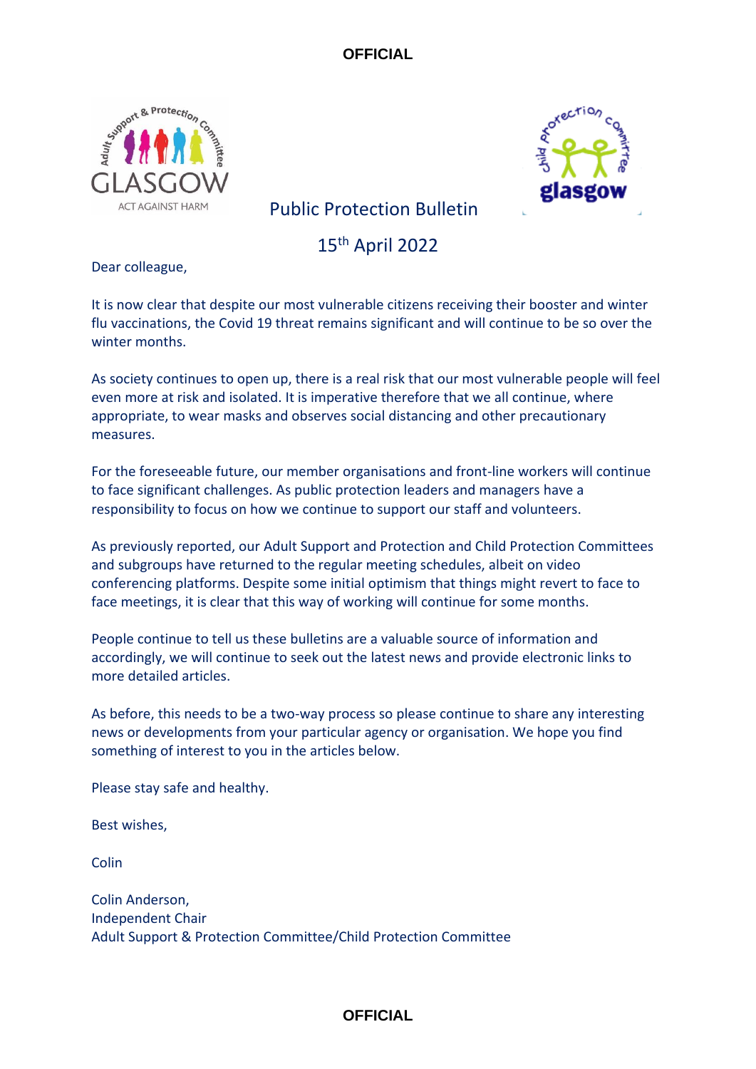# Public Protection Bulletin

## 15th April 2022

Dear colleague,

It is now clear that despite our most vulnerable citizens receiving their booster and winter flu vaccinations, the Covid 19 threat remains significant and will continue to be so over the winter months.

As society continues to open up, there is a real risk that our most vulnerable people will feel even more at risk and isolated. It is imperative therefore that we all continue, where appropriate, to wear masks and observes social distancing and other precautionary measures.

For the foreseeable future, our member organisations and front-line workers will continue to face significant challenges. As public protection leaders and managers have a responsibility to focus on how we continue to support our staff and volunteers.

As previously reported, our Adult Support and Protection and Child Protection Committees and subgroups have returned to the regular meeting schedules, albeit on video conferencing platforms. Despite some initial optimism that things might revert to face to face meetings, it is clear that this way of working will continue for some months.

People continue to tell us these bulletins are a valuable source of information and accordingly, we will continue to seek out the latest news and provide electronic links to more detailed articles.

As before, this needs to be a two-way process so please continue to share any interesting news or developments from your particular agency or organisation. We hope you find something of interest to you in the articles below.

Please stay safe and healthy.

Best wishes,

Colin

Colin Anderson,
Independent Chair
Adult Support & Protection Committee/Child Protection Committee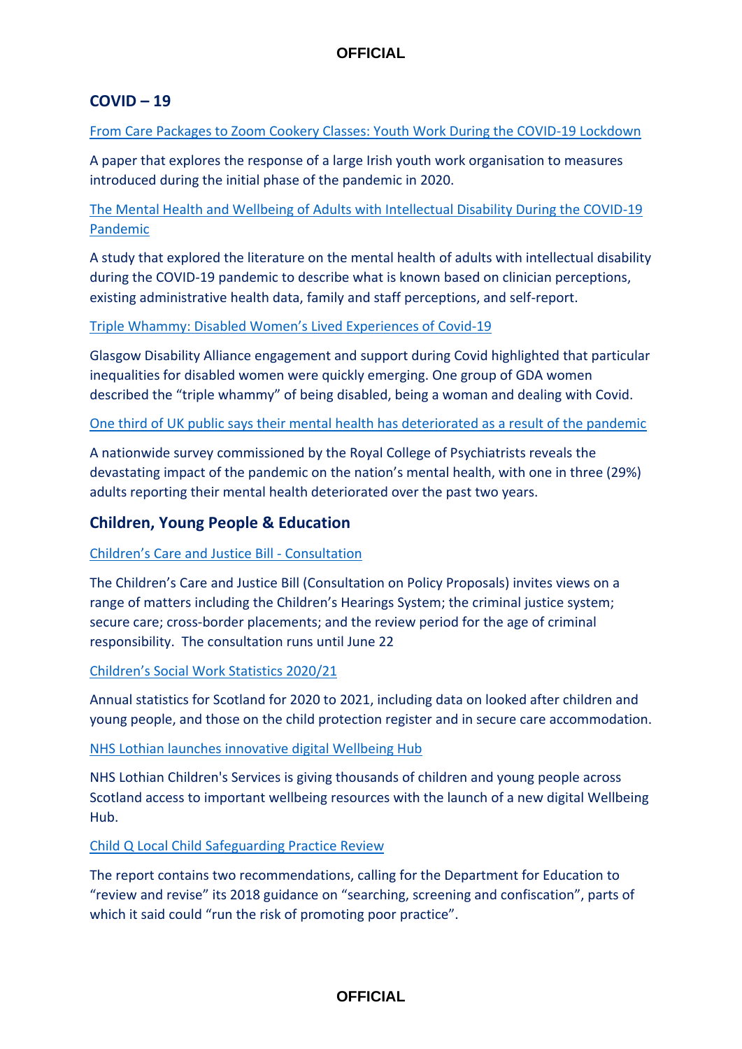## COVID – 19

From Care Packages to Zoom Cookery Classes: Youth Work During the COVID-19 Lockdown

A paper that explores the response of a large Irish youth work organisation to measures introduced during the initial phase of the pandemic in 2020.

The Mental Health and Wellbeing of Adults with Intellectual Disability During the COVID-19 Pandemic

A study that explored the literature on the mental health of adults with intellectual disability during the COVID-19 pandemic to describe what is known based on clinician perceptions, existing administrative health data, family and staff perceptions, and self-report.

Triple Whammy: Disabled Women's Lived Experiences of Covid-19

Glasgow Disability Alliance engagement and support during Covid highlighted that particular inequalities for disabled women were quickly emerging. One group of GDA women described the "triple whammy" of being disabled, being a woman and dealing with Covid.

One third of UK public says their mental health has deteriorated as a result of the pandemic

A nationwide survey commissioned by the Royal College of Psychiatrists reveals the devastating impact of the pandemic on the nation's mental health, with one in three (29%) adults reporting their mental health deteriorated over the past two years.

## Children, Young People & Education

Children's Care and Justice Bill - Consultation

The Children's Care and Justice Bill (Consultation on Policy Proposals) invites views on a range of matters including the Children's Hearings System; the criminal justice system; secure care; cross-border placements; and the review period for the age of criminal responsibility. The consultation runs until June 22

Children's Social Work Statistics 2020/21

Annual statistics for Scotland for 2020 to 2021, including data on looked after children and young people, and those on the child protection register and in secure care accommodation.

NHS Lothian launches innovative digital Wellbeing Hub

NHS Lothian Children's Services is giving thousands of children and young people across Scotland access to important wellbeing resources with the launch of a new digital Wellbeing Hub.

Child Q Local Child Safeguarding Practice Review

The report contains two recommendations, calling for the Department for Education to "review and revise" its 2018 guidance on "searching, screening and confiscation", parts of which it said could "run the risk of promoting poor practice".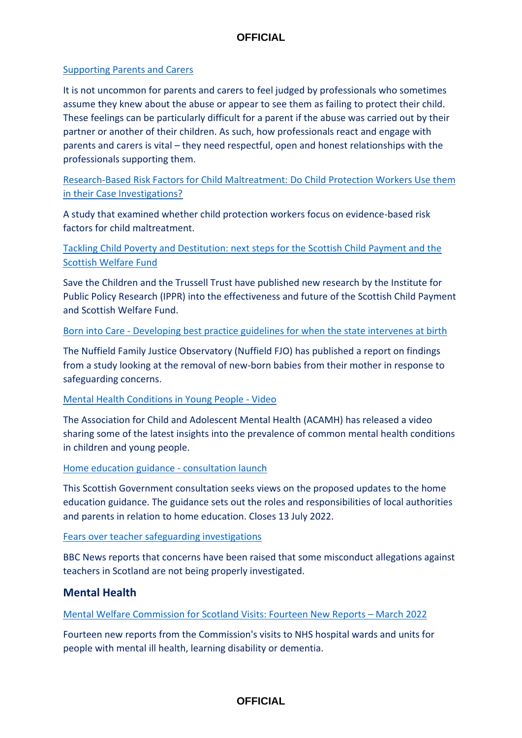[Supporting Parents and Carers]

It is not uncommon for parents and carers to feel judged by professionals who sometimes assume they knew about the abuse or appear to see them as failing to protect their child. These feelings can be particularly difficult for a parent if the abuse was carried out by their partner or another of their children. As such, how professionals react and engage with parents and carers is vital – they need respectful, open and honest relationships with the professionals supporting them.

[Research-Based Risk Factors for Child Maltreatment: Do Child Protection Workers Use them in their Case Investigations?]

A study that examined whether child protection workers focus on evidence-based risk factors for child maltreatment.

[Tackling Child Poverty and Destitution: next steps for the Scottish Child Payment and the Scottish Welfare Fund]

Save the Children and the Trussell Trust have published new research by the Institute for Public Policy Research (IPPR) into the effectiveness and future of the Scottish Child Payment and Scottish Welfare Fund.

[Born into Care - Developing best practice guidelines for when the state intervenes at birth]

The Nuffield Family Justice Observatory (Nuffield FJO) has published a report on findings from a study looking at the removal of new-born babies from their mother in response to safeguarding concerns.

[Mental Health Conditions in Young People - Video]

The Association for Child and Adolescent Mental Health (ACAMH) has released a video sharing some of the latest insights into the prevalence of common mental health conditions in children and young people.

[Home education guidance - consultation launch]

This Scottish Government consultation seeks views on the proposed updates to the home education guidance. The guidance sets out the roles and responsibilities of local authorities and parents in relation to home education. Closes 13 July 2022.

[Fears over teacher safeguarding investigations]

BBC News reports that concerns have been raised that some misconduct allegations against teachers in Scotland are not being properly investigated.

## Mental Health

[Mental Welfare Commission for Scotland Visits: Fourteen New Reports – March 2022]

Fourteen new reports from the Commission's visits to NHS hospital wards and units for people with mental ill health, learning disability or dementia.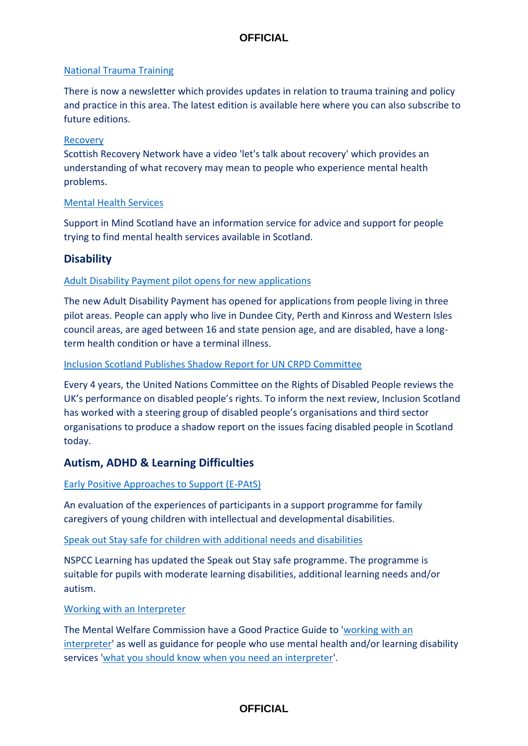National Trauma Training

There is now a newsletter which provides updates in relation to trauma training and policy and practice in this area. The latest edition is available here where you can also subscribe to future editions.

Recovery

Scottish Recovery Network have a video 'let's talk about recovery' which provides an understanding of what recovery may mean to people who experience mental health problems.

Mental Health Services

Support in Mind Scotland have an information service for advice and support for people trying to find mental health services available in Scotland.

## Disability

Adult Disability Payment pilot opens for new applications

The new Adult Disability Payment has opened for applications from people living in three pilot areas. People can apply who live in Dundee City, Perth and Kinross and Western Isles council areas, are aged between 16 and state pension age, and are disabled, have a long-term health condition or have a terminal illness.

Inclusion Scotland Publishes Shadow Report for UN CRPD Committee

Every 4 years, the United Nations Committee on the Rights of Disabled People reviews the UK's performance on disabled people's rights. To inform the next review, Inclusion Scotland has worked with a steering group of disabled people's organisations and third sector organisations to produce a shadow report on the issues facing disabled people in Scotland today.

## Autism, ADHD & Learning Difficulties

Early Positive Approaches to Support (E-PAtS)

An evaluation of the experiences of participants in a support programme for family caregivers of young children with intellectual and developmental disabilities.

Speak out Stay safe for children with additional needs and disabilities

NSPCC Learning has updated the Speak out Stay safe programme. The programme is suitable for pupils with moderate learning disabilities, additional learning needs and/or autism.

Working with an Interpreter

The Mental Welfare Commission have a Good Practice Guide to 'working with an interpreter' as well as guidance for people who use mental health and/or learning disability services 'what you should know when you need an interpreter'.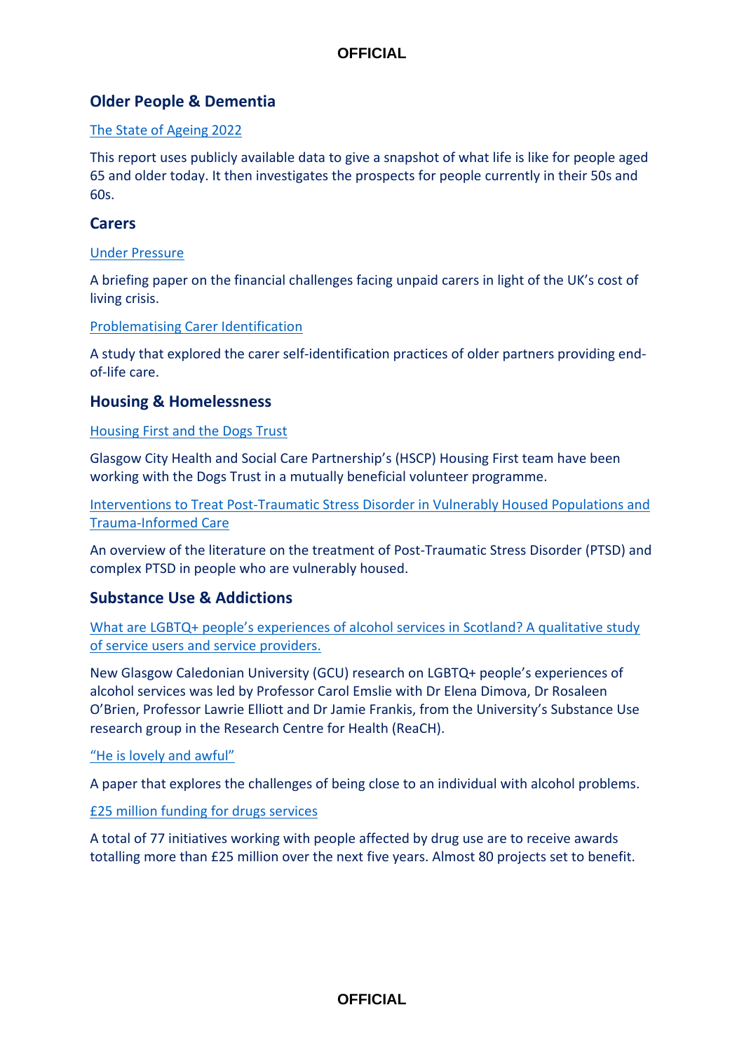## Older People & Dementia

The State of Ageing 2022

This report uses publicly available data to give a snapshot of what life is like for people aged 65 and older today. It then investigates the prospects for people currently in their 50s and 60s.

## Carers

Under Pressure

A briefing paper on the financial challenges facing unpaid carers in light of the UK's cost of living crisis.

Problematising Carer Identification

A study that explored the carer self-identification practices of older partners providing end-of-life care.

## Housing & Homelessness

Housing First and the Dogs Trust

Glasgow City Health and Social Care Partnership's (HSCP) Housing First team have been working with the Dogs Trust in a mutually beneficial volunteer programme.

Interventions to Treat Post-Traumatic Stress Disorder in Vulnerably Housed Populations and Trauma-Informed Care

An overview of the literature on the treatment of Post-Traumatic Stress Disorder (PTSD) and complex PTSD in people who are vulnerably housed.

## Substance Use & Addictions

What are LGBTQ+ people's experiences of alcohol services in Scotland? A qualitative study of service users and service providers.

New Glasgow Caledonian University (GCU) research on LGBTQ+ people's experiences of alcohol services was led by Professor Carol Emslie with Dr Elena Dimova, Dr Rosaleen O'Brien, Professor Lawrie Elliott and Dr Jamie Frankis, from the University's Substance Use research group in the Research Centre for Health (ReaCH).

"He is lovely and awful"

A paper that explores the challenges of being close to an individual with alcohol problems.

£25 million funding for drugs services

A total of 77 initiatives working with people affected by drug use are to receive awards totalling more than £25 million over the next five years. Almost 80 projects set to benefit.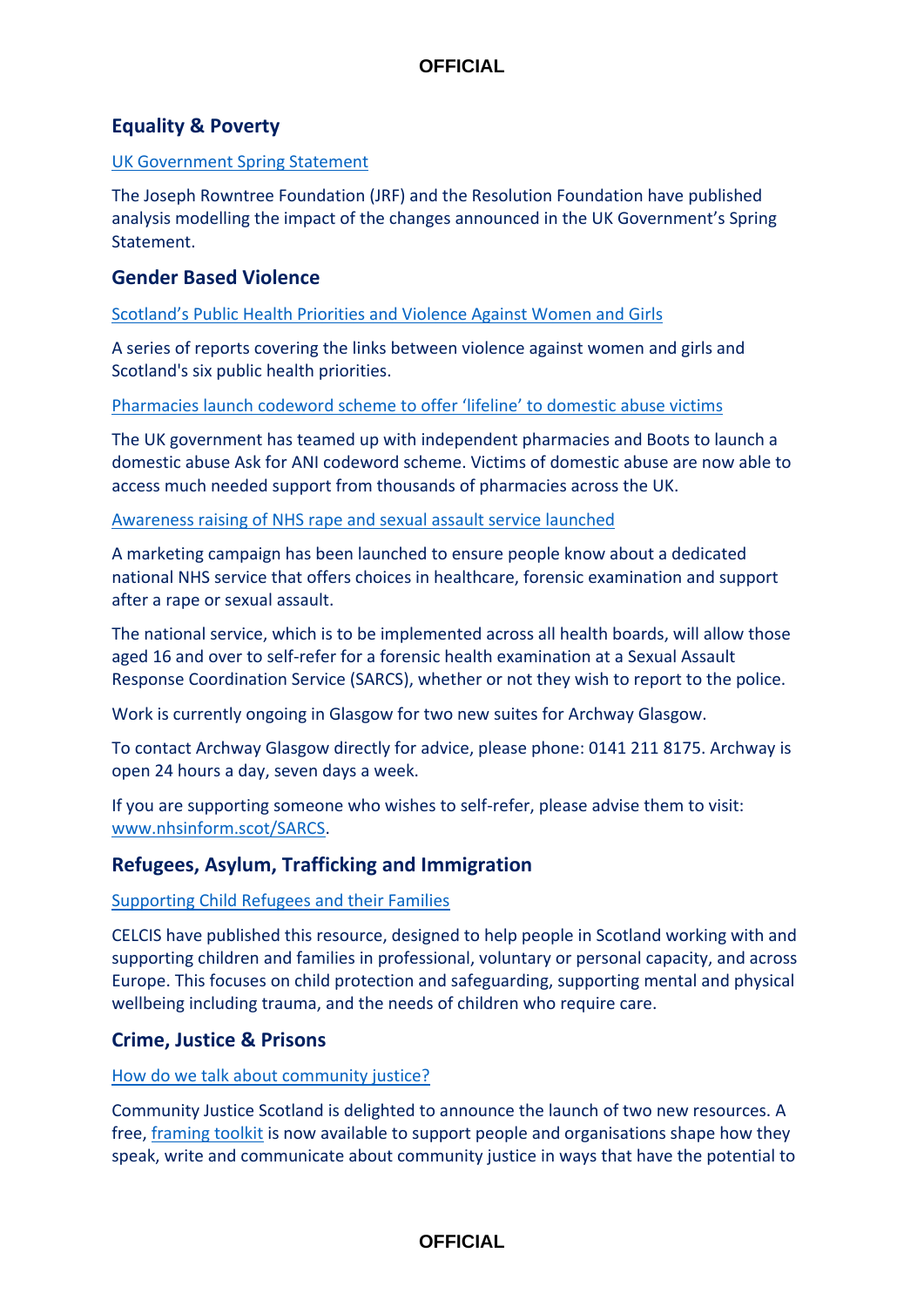## Equality & Poverty

[UK Government Spring Statement]

The Joseph Rowntree Foundation (JRF) and the Resolution Foundation have published analysis modelling the impact of the changes announced in the UK Government's Spring Statement.

## Gender Based Violence

[Scotland's Public Health Priorities and Violence Against Women and Girls]

A series of reports covering the links between violence against women and girls and Scotland's six public health priorities.

[Pharmacies launch codeword scheme to offer 'lifeline' to domestic abuse victims]

The UK government has teamed up with independent pharmacies and Boots to launch a domestic abuse Ask for ANI codeword scheme. Victims of domestic abuse are now able to access much needed support from thousands of pharmacies across the UK.

[Awareness raising of NHS rape and sexual assault service launched]

A marketing campaign has been launched to ensure people know about a dedicated national NHS service that offers choices in healthcare, forensic examination and support after a rape or sexual assault.

The national service, which is to be implemented across all health boards, will allow those aged 16 and over to self-refer for a forensic health examination at a Sexual Assault Response Coordination Service (SARCS), whether or not they wish to report to the police.

Work is currently ongoing in Glasgow for two new suites for Archway Glasgow.

To contact Archway Glasgow directly for advice, please phone: 0141 211 8175. Archway is open 24 hours a day, seven days a week.

If you are supporting someone who wishes to self-refer, please advise them to visit: www.nhsinform.scot/SARCS.

## Refugees, Asylum, Trafficking and Immigration

[Supporting Child Refugees and their Families]

CELCIS have published this resource, designed to help people in Scotland working with and supporting children and families in professional, voluntary or personal capacity, and across Europe. This focuses on child protection and safeguarding, supporting mental and physical wellbeing including trauma, and the needs of children who require care.

## Crime, Justice & Prisons

[How do we talk about community justice?]

Community Justice Scotland is delighted to announce the launch of two new resources. A free, [framing toolkit] is now available to support people and organisations shape how they speak, write and communicate about community justice in ways that have the potential to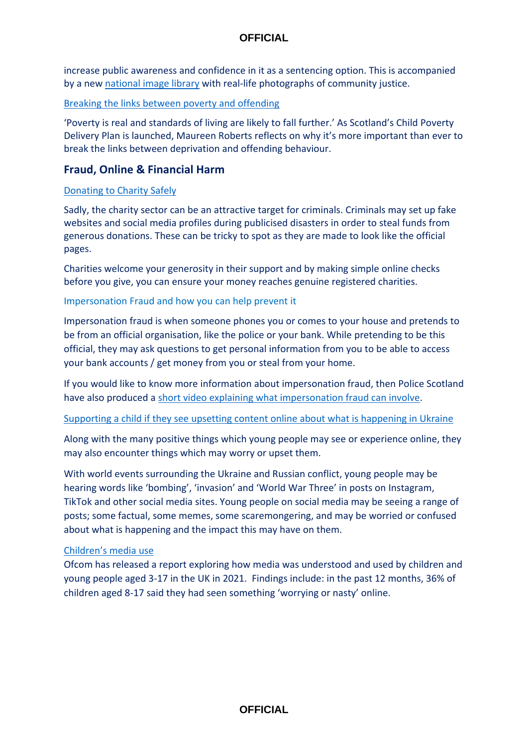increase public awareness and confidence in it as a sentencing option. This is accompanied by a new national image library with real-life photographs of community justice.

Breaking the links between poverty and offending

'Poverty is real and standards of living are likely to fall further.' As Scotland's Child Poverty Delivery Plan is launched, Maureen Roberts reflects on why it's more important than ever to break the links between deprivation and offending behaviour.

## Fraud, Online & Financial Harm

Donating to Charity Safely

Sadly, the charity sector can be an attractive target for criminals. Criminals may set up fake websites and social media profiles during publicised disasters in order to steal funds from generous donations. These can be tricky to spot as they are made to look like the official pages.

Charities welcome your generosity in their support and by making simple online checks before you give, you can ensure your money reaches genuine registered charities.

Impersonation Fraud and how you can help prevent it

Impersonation fraud is when someone phones you or comes to your house and pretends to be from an official organisation, like the police or your bank. While pretending to be this official, they may ask questions to get personal information from you to be able to access your bank accounts / get money from you or steal from your home.

If you would like to know more information about impersonation fraud, then Police Scotland have also produced a short video explaining what impersonation fraud can involve.

Supporting a child if they see upsetting content online about what is happening in Ukraine

Along with the many positive things which young people may see or experience online, they may also encounter things which may worry or upset them.

With world events surrounding the Ukraine and Russian conflict, young people may be hearing words like 'bombing', 'invasion' and 'World War Three' in posts on Instagram, TikTok and other social media sites. Young people on social media may be seeing a range of posts; some factual, some memes, some scaremongering, and may be worried or confused about what is happening and the impact this may have on them.

Children's media use

Ofcom has released a report exploring how media was understood and used by children and young people aged 3-17 in the UK in 2021. Findings include: in the past 12 months, 36% of children aged 8-17 said they had seen something 'worrying or nasty' online.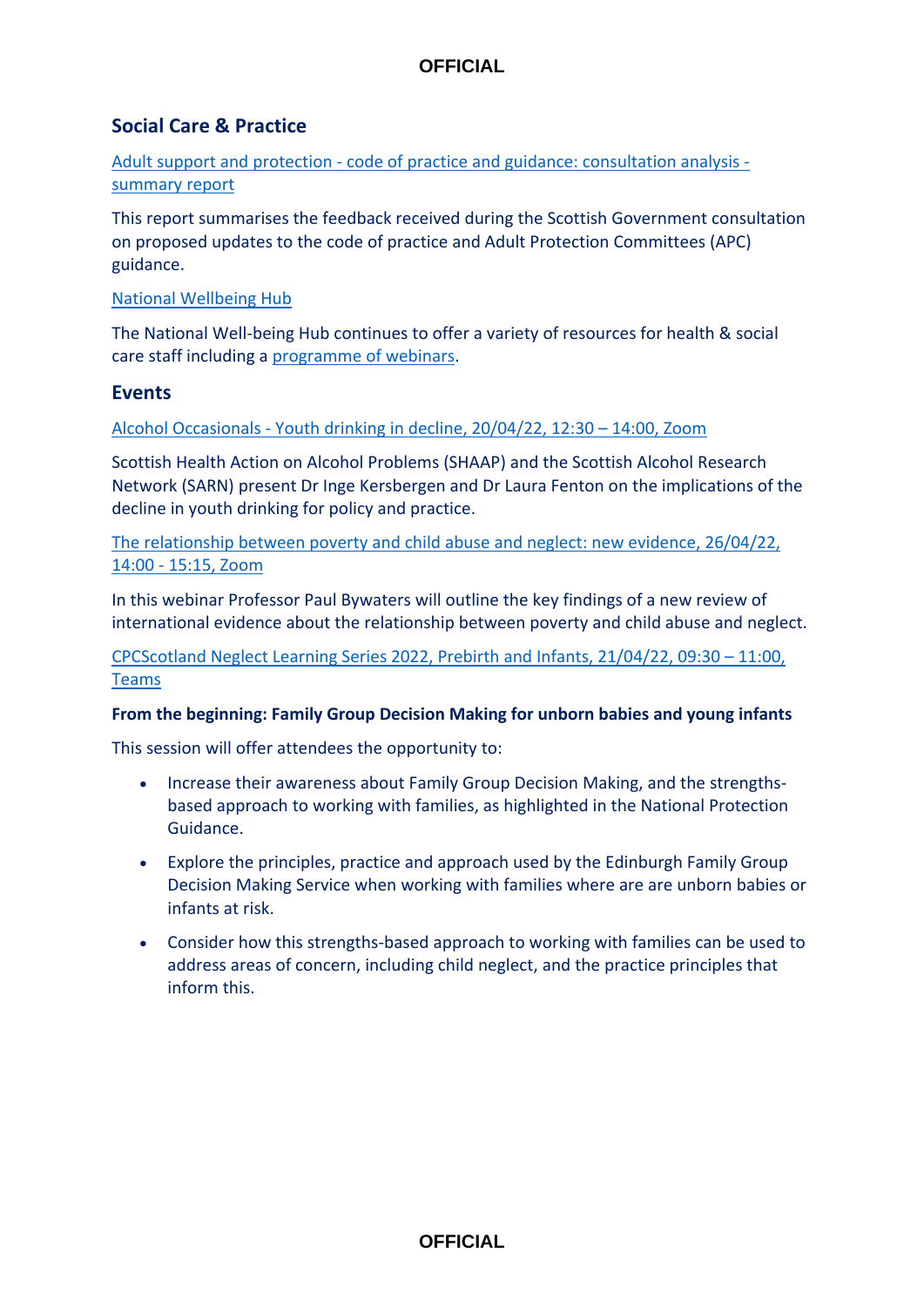## Social Care & Practice

[Adult support and protection - code of practice and guidance: consultation analysis - summary report]

This report summarises the feedback received during the Scottish Government consultation on proposed updates to the code of practice and Adult Protection Committees (APC) guidance.

[National Wellbeing Hub]

The National Well-being Hub continues to offer a variety of resources for health & social care staff including a [programme of webinars].

## Events

[Alcohol Occasionals - Youth drinking in decline, 20/04/22, 12:30 – 14:00, Zoom]

Scottish Health Action on Alcohol Problems (SHAAP) and the Scottish Alcohol Research Network (SARN) present Dr Inge Kersbergen and Dr Laura Fenton on the implications of the decline in youth drinking for policy and practice.

[The relationship between poverty and child abuse and neglect: new evidence, 26/04/22, 14:00 - 15:15, Zoom]

In this webinar Professor Paul Bywaters will outline the key findings of a new review of international evidence about the relationship between poverty and child abuse and neglect.

[CPCScotland Neglect Learning Series 2022, Prebirth and Infants, 21/04/22, 09:30 – 11:00, Teams]

**From the beginning: Family Group Decision Making for unborn babies and young infants**

This session will offer attendees the opportunity to:

- Increase their awareness about Family Group Decision Making, and the strengths-based approach to working with families, as highlighted in the National Protection Guidance.
- Explore the principles, practice and approach used by the Edinburgh Family Group Decision Making Service when working with families where are are unborn babies or infants at risk.
- Consider how this strengths-based approach to working with families can be used to address areas of concern, including child neglect, and the practice principles that inform this.